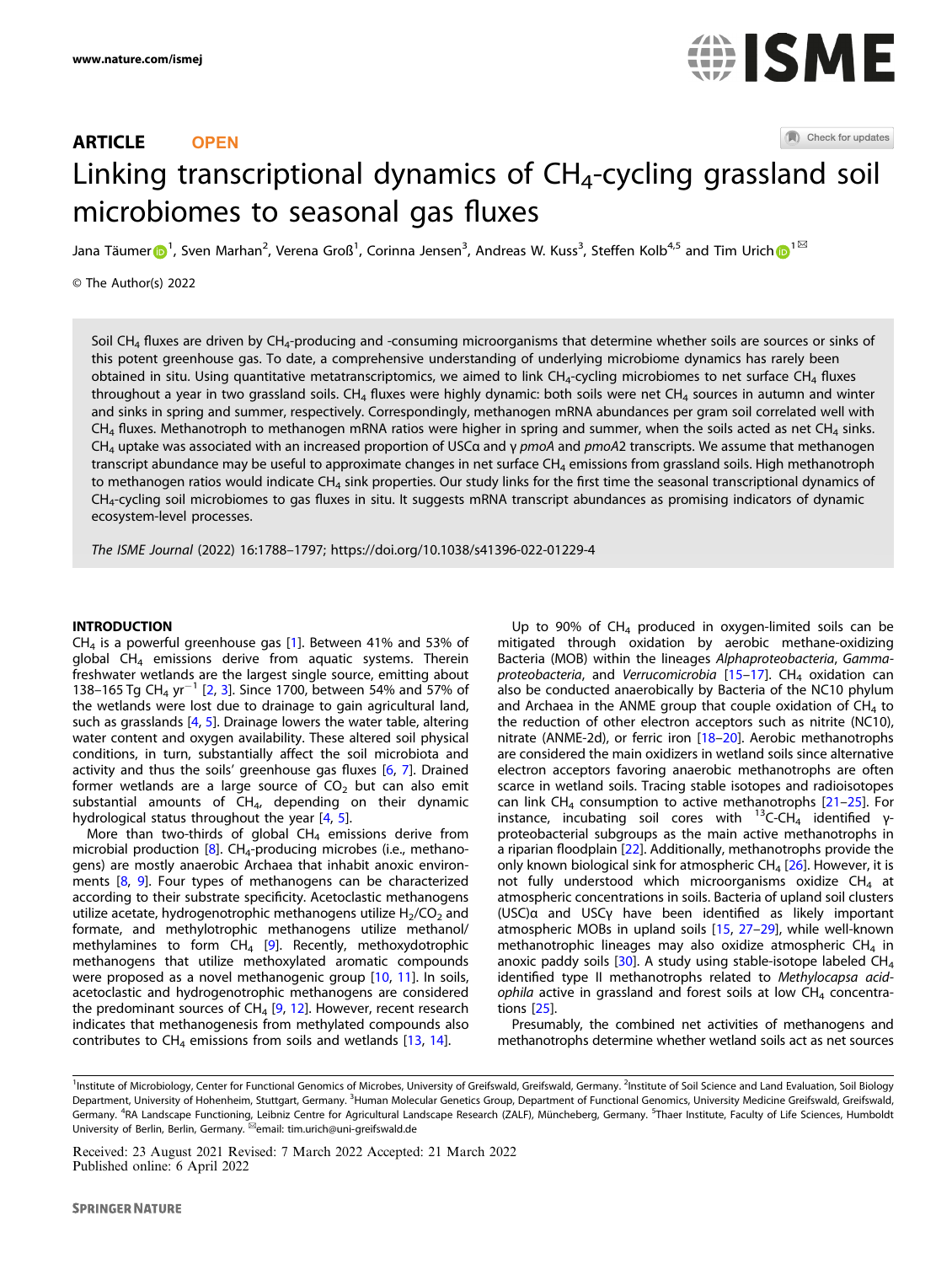ARTICLE OPEN

# Linking transcriptional dynamics of $CH_4$-cycling grassland soil microbiomes to seasonal gas fluxes

Jana Täumer[1], Sven Marhan[2], Verena Groß[1], Corinna Jensen[3], Andreas W. Kuss[3], Steffen Kolb[4,5] and Tim Urich[1]✉

© The Author(s) 2022

Soil $CH_4$ fluxes are driven by $CH_4$-producing and -consuming microorganisms that determine whether soils are sources or sinks of this potent greenhouse gas. To date, a comprehensive understanding of underlying microbiome dynamics has rarely been obtained in situ. Using quantitative metatranscriptomics, we aimed to link $CH_4$-cycling microbiomes to net surface $CH_4$ fluxes throughout a year in two grassland soils. $CH_4$ fluxes were highly dynamic: both soils were net $CH_4$ sources in autumn and winter and sinks in spring and summer, respectively. Correspondingly, methanogen mRNA abundances per gram soil correlated well with $CH_4$ fluxes. Methanotroph to methanogen mRNA ratios were higher in spring and summer, when the soils acted as net $CH_4$ sinks. $CH_4$ uptake was associated with an increased proportion of USCα and γ *pmoA* and *pmoA2* transcripts. We assume that methanogen transcript abundance may be useful to approximate changes in net surface $CH_4$ emissions from grassland soils. High methanotroph to methanogen ratios would indicate $CH_4$ sink properties. Our study links for the first time the seasonal transcriptional dynamics of $CH_4$-cycling soil microbiomes to gas fluxes in situ. It suggests mRNA transcript abundances as promising indicators of dynamic ecosystem-level processes.

*The ISME Journal* (2022) 16:1788–1797; https://doi.org/10.1038/s41396-022-01229-4

## INTRODUCTION

$CH_4$ is a powerful greenhouse gas [1]. Between 41% and 53% of global $CH_4$ emissions derive from aquatic systems. Therein freshwater wetlands are the largest single source, emitting about 138–165 Tg $CH_4$ $yr^{-1}$ [2, 3]. Since 1700, between 54% and 57% of the wetlands were lost due to drainage to gain agricultural land, such as grasslands [4, 5]. Drainage lowers the water table, altering water content and oxygen availability. These altered soil physical conditions, in turn, substantially affect the soil microbiota and activity and thus the soils' greenhouse gas fluxes [6, 7]. Drained former wetlands are a large source of $CO_2$ but can also emit substantial amounts of $CH_4$, depending on their dynamic hydrological status throughout the year [4, 5].

More than two-thirds of global $CH_4$ emissions derive from microbial production [8]. $CH_4$-producing microbes (i.e., methanogens) are mostly anaerobic Archaea that inhabit anoxic environments [8, 9]. Four types of methanogens can be characterized according to their substrate specificity. Acetoclastic methanogens utilize acetate, hydrogenotrophic methanogens utilize $H_2/CO_2$ and formate, and methylotrophic methanogens utilize methanol/methylamines to form $CH_4$ [9]. Recently, methoxydotrophic methanogens that utilize methoxylated aromatic compounds were proposed as a novel methanogenic group [10, 11]. In soils, acetoclastic and hydrogenotrophic methanogens are considered the predominant sources of $CH_4$ [9, 12]. However, recent research indicates that methanogenesis from methylated compounds also contributes to $CH_4$ emissions from soils and wetlands [13, 14].

Up to 90% of $CH_4$ produced in oxygen-limited soils can be mitigated through oxidation by aerobic methane-oxidizing Bacteria (MOB) within the lineages *Alphaproteobacteria*, *Gammaproteobacteria*, and *Verrucomicrobia* [15–17]. $CH_4$ oxidation can also be conducted anaerobically by Bacteria of the NC10 phylum and Archaea in the ANME group that couple oxidation of $CH_4$ to the reduction of other electron acceptors such as nitrite (NC10), nitrate (ANME-2d), or ferric iron [18–20]. Aerobic methanotrophs are considered the main oxidizers in wetland soils since alternative electron acceptors favoring anaerobic methanotrophs are often scarce in wetland soils. Tracing stable isotopes and radioisotopes can link $CH_4$ consumption to active methanotrophs [21–25]. For instance, incubating soil cores with $^{13}C$-$CH_4$ identified γ-proteobacterial subgroups as the main active methanotrophs in a riparian floodplain [22]. Additionally, methanotrophs provide the only known biological sink for atmospheric $CH_4$ [26]. However, it is not fully understood which microorganisms oxidize $CH_4$ at atmospheric concentrations in soils. Bacteria of upland soil clusters (USC)α and USCγ have been identified as likely important atmospheric MOBs in upland soils [15, 27–29], while well-known methanotrophic lineages may also oxidize atmospheric $CH_4$ in anoxic paddy soils [30]. A study using stable-isotope labeled $CH_4$ identified type II methanotrophs related to *Methylocapsa acidophila* active in grassland and forest soils at low $CH_4$ concentrations [25].

Presumably, the combined net activities of methanogens and methanotrophs determine whether wetland soils act as net sources

---

[1]Institute of Microbiology, Center for Functional Genomics of Microbes, University of Greifswald, Greifswald, Germany. [2]Institute of Soil Science and Land Evaluation, Soil Biology Department, University of Hohenheim, Stuttgart, Germany. [3]Human Molecular Genetics Group, Department of Functional Genomics, University Medicine Greifswald, Greifswald, Germany. [4]RA Landscape Functioning, Leibniz Centre for Agricultural Landscape Research (ZALF), Müncheberg, Germany. [5]Thaer Institute, Faculty of Life Sciences, Humboldt University of Berlin, Berlin, Germany. ✉email: tim.urich@uni-greifswald.de

Received: 23 August 2021 Revised: 7 March 2022 Accepted: 21 March 2022
Published online: 6 April 2022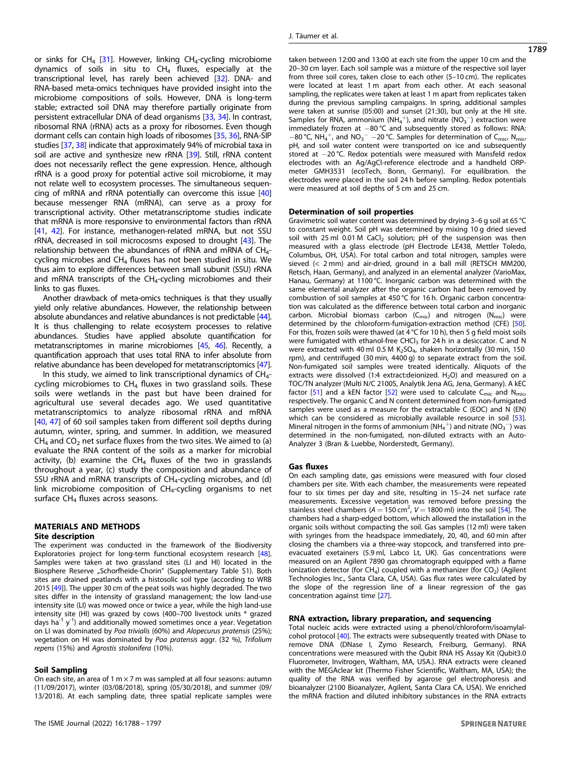or sinks for $CH_4$ [31]. However, linking $CH_4$-cycling microbiome dynamics of soils in situ to $CH_4$ fluxes, especially at the transcriptional level, has rarely been achieved [32]. DNA- and RNA-based meta-omics techniques have provided insight into the microbiome compositions of soils. However, DNA is long-term stable; extracted soil DNA may therefore partially originate from persistent extracellular DNA of dead organisms [33, 34]. In contrast, ribosomal RNA (rRNA) acts as a proxy for ribosomes. Even though dormant cells can contain high loads of ribosomes [35, 36], RNA-SIP studies [37, 38] indicate that approximately 94% of microbial taxa in soil are active and synthesize new rRNA [39]. Still, rRNA content does not necessarily reflect the gene expression. Hence, although rRNA is a good proxy for potential active soil microbiome, it may not relate well to ecosystem processes. The simultaneous sequencing of mRNA and rRNA potentially can overcome this issue [40] because messenger RNA (mRNA), can serve as a proxy for transcriptional activity. Other metatranscriptome studies indicate that mRNA is more responsive to environmental factors than rRNA [41, 42]. For instance, methanogen-related mRNA, but not SSU rRNA, decreased in soil microcosms exposed to drought [43]. The relationship between the abundances of rRNA and mRNA of $CH_4$-cycling microbes and $CH_4$ fluxes has not been studied in situ. We thus aim to explore differences between small subunit (SSU) rRNA and mRNA transcripts of the $CH_4$-cycling microbiomes and their links to gas fluxes.

Another drawback of meta-omics techniques is that they usually yield only relative abundances. However, the relationship between absolute abundances and relative abundances is not predictable [44]. It is thus challenging to relate ecosystem processes to relative abundances. Studies have applied absolute quantification for metatranscriptomes in marine microbiomes [45, 46]. Recently, a quantification approach that uses total RNA to infer absolute from relative abundance has been developed for metatranscriptomics [47].

In this study, we aimed to link transcriptional dynamics of $CH_4$-cycling microbiomes to $CH_4$ fluxes in two grassland soils. These soils were wetlands in the past but have been drained for agricultural use several decades ago. We used quantitative metatranscriptomics to analyze ribosomal rRNA and mRNA [40, 47] of 60 soil samples taken from different soil depths during autumn, winter, spring, and summer. In addition, we measured $CH_4$ and $CO_2$ net surface fluxes from the two sites. We aimed to (a) evaluate the RNA content of the soils as a marker for microbial activity, (b) examine the $CH_4$ fluxes of the two in grasslands throughout a year, (c) study the composition and abundance of SSU rRNA and mRNA transcripts of $CH_4$-cycling microbes, and (d) link microbiome composition of $CH_4$-cycling organisms to net surface $CH_4$ fluxes across seasons.

## MATERIALS AND METHODS

### Site description

The experiment was conducted in the framework of the Biodiversity Exploratories project for long-term functional ecosystem research [48]. Samples were taken at two grassland sites (LI and HI) located in the Biosphere Reserve „Schorfheide-Chorin" (Supplementary Table S1). Both sites are drained peatlands with a histosolic soil type (according to WRB 2015 [49]). The upper 30 cm of the peat soils was highly degraded. The two sites differ in the intensity of grassland management; the low land-use intensity site (LI) was mowed once or twice a year, while the high land-use intensity site (HI) was grazed by cows (400–700 livestock units * grazed days $ha^{-1}$ $y^{-1}$) and additionally mowed sometimes once a year. Vegetation on LI was dominated by *Poa trivialis* (60%) and *Alopecurus pratensis* (25%); vegetation on HI was dominated by *Poa pratensis* aggr. (32 %), *Trifolium repens* (15%) and *Agrostis stolonifera* (10%).

### Soil Sampling

On each site, an area of 1 m × 7 m was sampled at all four seasons: autumn (11/09/2017), winter (03/08/2018), spring (05/30/2018), and summer (09/13/2018). At each sampling date, three spatial replicate samples were taken between 12:00 and 13:00 at each site from the upper 10 cm and the 20–30 cm layer. Each soil sample was a mixture of the respective soil layer from three soil cores, taken close to each other (5–10 cm). The replicates were located at least 1 m apart from each other. At each seasonal sampling, the replicates were taken at least 1 m apart from replicates taken during the previous sampling campaigns. In spring, additional samples were taken at sunrise (05:00) and sunset (21:30), but only at the HI site. Samples for RNA, ammonium ($NH_4^+$), and nitrate ($NO_3^-$) extraction were immediately frozen at −80 °C and subsequently stored as follows: RNA: −80 °C, $NH_4^+$, and $NO_3^-$ −20 °C. Samples for determination of $C_{mic}$, $N_{mic}$, pH, and soil water content were transported on ice and subsequently stored at −20 °C. Redox potentials were measured with Mansfeld redox electrodes with an Ag/AgCl-reference electrode and a handheld ORP-meter GMH3531 (ecoTech, Bonn, Germany). For equilibration. the electrodes were placed in the soil 24 h before sampling. Redox potentials were measured at soil depths of 5 cm and 25 cm.

### Determination of soil properties

Gravimetric soil water content was determined by drying 3–6 g soil at 65 °C to constant weight. Soil pH was determined by mixing 10 g dried sieved soil with 25 ml 0.01 M $CaCl_2$ solution; pH of the suspension was then measured with a glass electrode (pH Electrode LE438, Mettler Toledo, Columbus, OH, USA). For total carbon and total nitrogen, samples were sieved (< 2 mm) and air-dried, ground in a ball mill (RETSCH MM200, Retsch, Haan, Germany), and analyzed in an elemental analyzer (VarioMax, Hanau, Germany) at 1100 °C. Inorganic carbon was determined with the same elemental analyzer after the organic carbon had been removed by combustion of soil samples at 450 °C for 16 h. Organic carbon concentration was calculated as the difference between total carbon and inorganic carbon. Microbial biomass carbon ($C_{mic}$) and nitrogen ($N_{mic}$) were determined by the chloroform-fumigation-extraction method (CFE) [50]. For this, frozen soils were thawed (at 4 °C for 10 h), then 5 g field moist soils were fumigated with ethanol-free $CHCl_3$ for 24 h in a desiccator. C and N were extracted with 40 ml 0.5 M $K_2SO_4$, shaken horizontally (30 min, 150 rpm), and centrifuged (30 min, 4400 g) to separate extract from the soil. Non-fumigated soil samples were treated identically. Aliquots of the extracts were dissolved (1:4 extract:deionized. $H_2O$) and measured on a TOC/TN analyzer (Multi N/C 2100S, Analytik Jena AG, Jena, Germany). A kEC factor [51] and a kEN factor [52] were used to calculate $C_{mic}$ and $N_{mic}$, respectively. The organic C and N content determined from non-fumigated samples were used as a measure for the extractable C (EOC) and N (EN) which can be considered as microbially available resource in soil [53]. Mineral nitrogen in the forms of ammonium ($NH_4^+$) and nitrate ($NO_3^-$) was determined in the non-fumigated, non-diluted extracts with an Auto-Analyzer 3 (Bran & Luebbe, Norderstedt, Germany).

### Gas fluxes

On each sampling date, gas emissions were measured with four closed chambers per site. With each chamber, the measurements were repeated four to six times per day and site, resulting in 15–24 net surface rate measurements. Excessive vegetation was removed before pressing the stainless steel chambers ($A = 150$ cm$^2$, $V = 1800$ ml) into the soil [54]. The chambers had a sharp-edged bottom, which allowed the installation in the organic soils without compacting the soil. Gas samples (12 ml) were taken with syringes from the headspace immediately, 20, 40, and 60 min after closing the chambers via a three-way stopcock, and transferred into pre-evacuated exetainers (5.9 ml, Labco Lt, UK). Gas concentrations were measured on an Agilent 7890 gas chromatograph equipped with a flame ionization detector (for $CH_4$) coupled with a methanizer (for $CO_2$) (Agilent Technologies Inc., Santa Clara, CA, USA). Gas flux rates were calculated by the slope of the regression line of a linear regression of the gas concentration against time [27].

### RNA extraction, library preparation, and sequencing

Total nucleic acids were extracted using a phenol/chloroform/isoamylalcohol protocol [40]. The extracts were subsequently treated with DNase to remove DNA (DNase I, Zymo Research, Freiburg, Germany). RNA concentrations were measured with the Qubit RNA HS Assay Kit (Qubit3.0 Fluorometer, Invitrogen, Waltham, MA, USA.). RNA extracts were cleaned with the MEGAclear kit (Thermo Fisher Scientific, Waltham, MA, USA); the quality of the RNA was verified by agarose gel electrophoresis and bioanalyzer (2100 Bioanalyzer, Agilent, Santa Clara CA, USA). We enriched the mRNA fraction and diluted inhibitory substances in the RNA extracts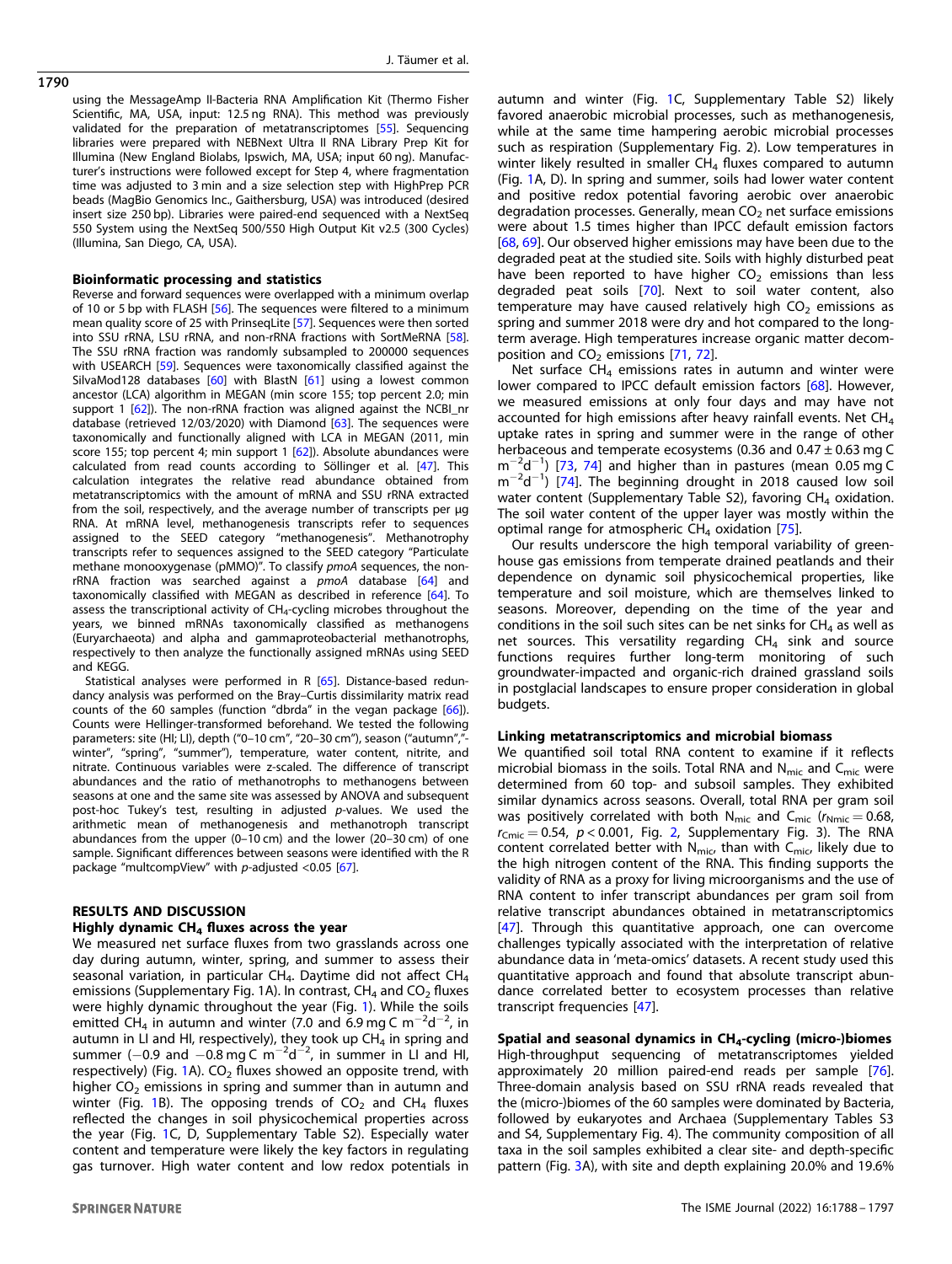using the MessageAmp II-Bacteria RNA Amplification Kit (Thermo Fisher Scientific, MA, USA, input: 12.5 ng RNA). This method was previously validated for the preparation of metatranscriptomes [55]. Sequencing libraries were prepared with NEBNext Ultra II RNA Library Prep Kit for Illumina (New England Biolabs, Ipswich, MA, USA; input 60 ng). Manufacturer's instructions were followed except for Step 4, where fragmentation time was adjusted to 3 min and a size selection step with HighPrep PCR beads (MagBio Genomics Inc., Gaithersburg, USA) was introduced (desired insert size 250 bp). Libraries were paired-end sequenced with a NextSeq 550 System using the NextSeq 500/550 High Output Kit v2.5 (300 Cycles) (Illumina, San Diego, CA, USA).

### Bioinformatic processing and statistics

Reverse and forward sequences were overlapped with a minimum overlap of 10 or 5 bp with FLASH [56]. The sequences were filtered to a minimum mean quality score of 25 with PrinseqLite [57]. Sequences were then sorted into SSU rRNA, LSU rRNA, and non-rRNA fractions with SortMeRNA [58]. The SSU rRNA fraction was randomly subsampled to 200000 sequences with USEARCH [59]. Sequences were taxonomically classified against the SilvaMod128 databases [60] with BlastN [61] using a lowest common ancestor (LCA) algorithm in MEGAN (min score 155; top percent 2.0; min support 1 [62]). The non-rRNA fraction was aligned against the NCBI_nr database (retrieved 12/03/2020) with Diamond [63]. The sequences were taxonomically and functionally aligned with LCA in MEGAN (2011, min score 155; top percent 4; min support 1 [62]). Absolute abundances were calculated from read counts according to Söllinger et al. [47]. This calculation integrates the relative read abundance obtained from metatranscriptomics with the amount of mRNA and SSU rRNA extracted from the soil, respectively, and the average number of transcripts per µg RNA. At mRNA level, methanogenesis transcripts refer to sequences assigned to the SEED category "methanogenesis". Methanotrophy transcripts refer to sequences assigned to the SEED category "Particulate methane monooxygenase (pMMO)". To classify *pmoA* sequences, the non-rRNA fraction was searched against a *pmoA* database [64] and taxonomically classified with MEGAN as described in reference [64]. To assess the transcriptional activity of $CH_4$-cycling microbes throughout the years, we binned mRNAs taxonomically classified as methanogens (Euryarchaeota) and alpha and gammaproteobacterial methanotrophs, respectively to then analyze the functionally assigned mRNAs using SEED and KEGG.

Statistical analyses were performed in R [65]. Distance-based redundancy analysis was performed on the Bray–Curtis dissimilarity matrix read counts of the 60 samples (function "dbrda" in the vegan package [66]). Counts were Hellinger-transformed beforehand. We tested the following parameters: site (HI; LI), depth ("0–10 cm", "20–30 cm"), season ("autumn","winter", "spring", "summer"), temperature, water content, nitrite, and nitrate. Continuous variables were z-scaled. The difference of transcript abundances and the ratio of methanotrophs to methanogens between seasons at one and the same site was assessed by ANOVA and subsequent post-hoc Tukey's test, resulting in adjusted *p*-values. We used the arithmetic mean of methanogenesis and methanotroph transcript abundances from the upper (0–10 cm) and the lower (20–30 cm) of one sample. Significant differences between seasons were identified with the R package "multcompView" with *p*-adjusted <0.05 [67].

## RESULTS AND DISCUSSION

### Highly dynamic $CH_4$ fluxes across the year

We measured net surface fluxes from two grasslands across one day during autumn, winter, spring, and summer to assess their seasonal variation, in particular $CH_4$. Daytime did not affect $CH_4$ emissions (Supplementary Fig. 1A). In contrast, $CH_4$ and $CO_2$ fluxes were highly dynamic throughout the year (Fig. 1). While the soils emitted $CH_4$ in autumn and winter (7.0 and 6.9 mg C $m^{-2}d^{-2}$, in autumn in LI and HI, respectively), they took up $CH_4$ in spring and summer (−0.9 and −0.8 mg C $m^{-2}d^{-2}$, in summer in LI and HI, respectively) (Fig. 1A). $CO_2$ fluxes showed an opposite trend, with higher $CO_2$ emissions in spring and summer than in autumn and winter (Fig. 1B). The opposing trends of $CO_2$ and $CH_4$ fluxes reflected the changes in soil physicochemical properties across the year (Fig. 1C, D, Supplementary Table S2). Especially water content and temperature were likely the key factors in regulating gas turnover. High water content and low redox potentials in autumn and winter (Fig. 1C, Supplementary Table S2) likely favored anaerobic microbial processes, such as methanogenesis, while at the same time hampering aerobic microbial processes such as respiration (Supplementary Fig. 2). Low temperatures in winter likely resulted in smaller $CH_4$ fluxes compared to autumn (Fig. 1A, D). In spring and summer, soils had lower water content and positive redox potential favoring aerobic over anaerobic degradation processes. Generally, mean $CO_2$ net surface emissions were about 1.5 times higher than IPCC default emission factors [68, 69]. Our observed higher emissions may have been due to the degraded peat at the studied site. Soils with highly disturbed peat have been reported to have higher $CO_2$ emissions than less degraded peat soils [70]. Next to soil water content, also temperature may have caused relatively high $CO_2$ emissions as spring and summer 2018 were dry and hot compared to the long-term average. High temperatures increase organic matter decomposition and $CO_2$ emissions [71, 72].

Net surface $CH_4$ emissions rates in autumn and winter were lower compared to IPCC default emission factors [68]. However, we measured emissions at only four days and may have not accounted for high emissions after heavy rainfall events. Net $CH_4$ uptake rates in spring and summer were in the range of other herbaceous and temperate ecosystems (0.36 and 0.47 ± 0.63 mg C $m^{-2}d^{-1}$) [73, 74] and higher than in pastures (mean 0.05 mg C $m^{-2}d^{-1}$) [74]. The beginning drought in 2018 caused low soil water content (Supplementary Table S2), favoring $CH_4$ oxidation. The soil water content of the upper layer was mostly within the optimal range for atmospheric $CH_4$ oxidation [75].

Our results underscore the high temporal variability of greenhouse gas emissions from temperate drained peatlands and their dependence on dynamic soil physicochemical properties, like temperature and soil moisture, which are themselves linked to seasons. Moreover, depending on the time of the year and conditions in the soil such sites can be net sinks for $CH_4$ as well as net sources. This versatility regarding $CH_4$ sink and source functions requires further long-term monitoring of such groundwater-impacted and organic-rich drained grassland soils in postglacial landscapes to ensure proper consideration in global budgets.

### Linking metatranscriptomics and microbial biomass

We quantified soil total RNA content to examine if it reflects microbial biomass in the soils. Total RNA and $N_{mic}$ and $C_{mic}$ were determined from 60 top- and subsoil samples. They exhibited similar dynamics across seasons. Overall, total RNA per gram soil was positively correlated with both $N_{mic}$ and $C_{mic}$ ($r_{Nmic} = 0.68$, $r_{Cmic} = 0.54$, $p < 0.001$, Fig. 2, Supplementary Fig. 3). The RNA content correlated better with $N_{mic}$, than with $C_{mic}$, likely due to the high nitrogen content of the RNA. This finding supports the validity of RNA as a proxy for living microorganisms and the use of RNA content to infer transcript abundances per gram soil from relative transcript abundances obtained in metatranscriptomics [47]. Through this quantitative approach, one can overcome challenges typically associated with the interpretation of relative abundance data in 'meta-omics' datasets. A recent study used this quantitative approach and found that absolute transcript abundance correlated better to ecosystem processes than relative transcript frequencies [47].

### Spatial and seasonal dynamics in $CH_4$-cycling (micro-)biomes

High-throughput sequencing of metatranscriptomes yielded approximately 20 million paired-end reads per sample [76]. Three-domain analysis based on SSU rRNA reads revealed that the (micro-)biomes of the 60 samples were dominated by Bacteria, followed by eukaryotes and Archaea (Supplementary Tables S3 and S4, Supplementary Fig. 4). The community composition of all taxa in the soil samples exhibited a clear site- and depth-specific pattern (Fig. 3A), with site and depth explaining 20.0% and 19.6%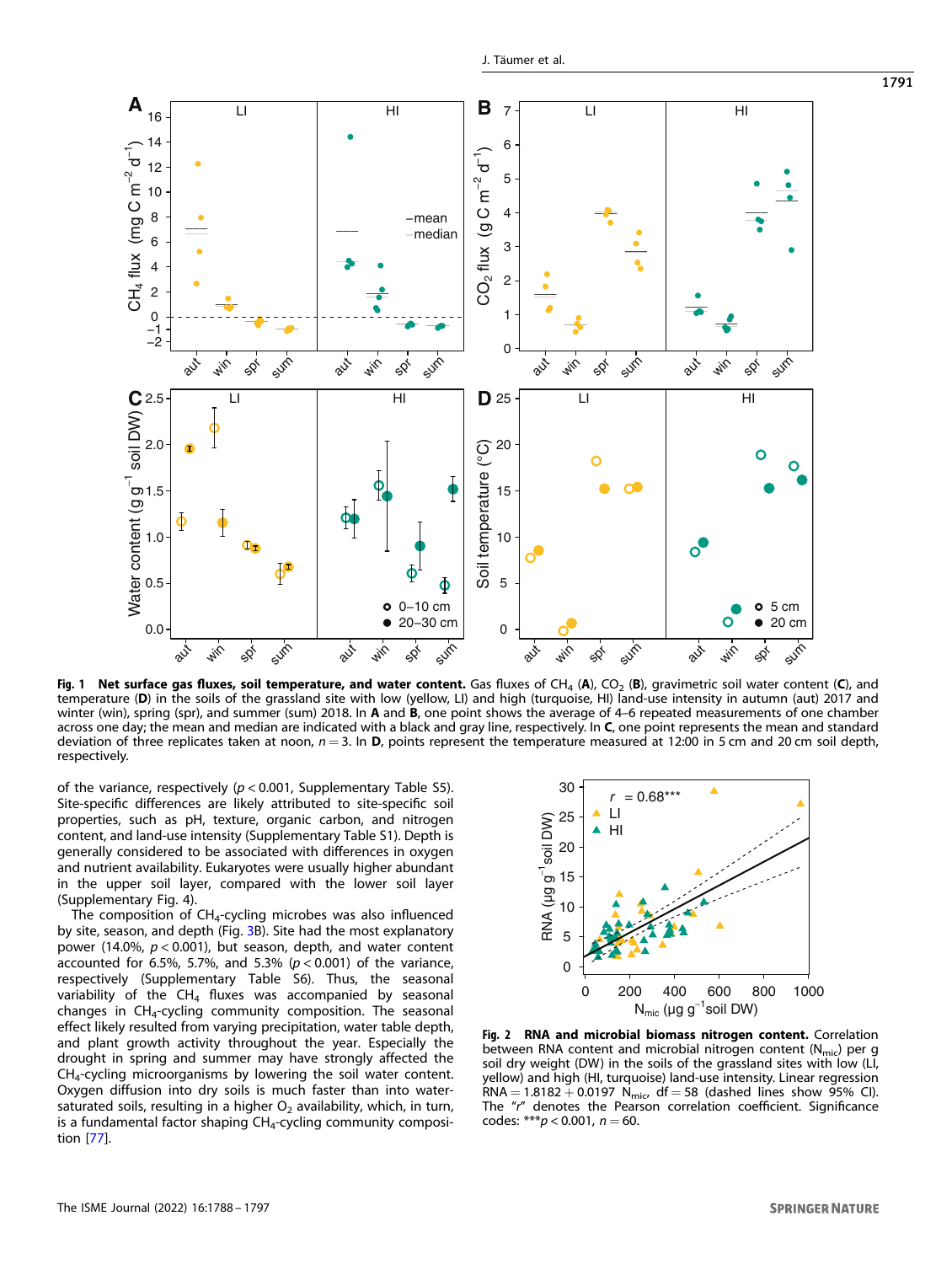**Fig. 1 Net surface gas fluxes, soil temperature, and water content.** Gas fluxes of $CH_4$ (**A**), $CO_2$ (**B**), gravimetric soil water content (**C**), and temperature (**D**) in the soils of the grassland site with low (yellow, LI) and high (turquoise, HI) land-use intensity in autumn (aut) 2017 and winter (win), spring (spr), and summer (sum) 2018. In **A** and **B**, one point shows the average of 4–6 repeated measurements of one chamber across one day; the mean and median are indicated with a black and gray line, respectively. In **C**, one point represents the mean and standard deviation of three replicates taken at noon, $n = 3$. In **D**, points represent the temperature measured at 12:00 in 5 cm and 20 cm soil depth, respectively.

of the variance, respectively ($p < 0.001$, Supplementary Table S5). Site-specific differences are likely attributed to site-specific soil properties, such as pH, texture, organic carbon, and nitrogen content, and land-use intensity (Supplementary Table S1). Depth is generally considered to be associated with differences in oxygen and nutrient availability. Eukaryotes were usually higher abundant in the upper soil layer, compared with the lower soil layer (Supplementary Fig. 4).

The composition of $CH_4$-cycling microbes was also influenced by site, season, and depth (Fig. 3B). Site had the most explanatory power (14.0%, $p < 0.001$), but season, depth, and water content accounted for 6.5%, 5.7%, and 5.3% ($p < 0.001$) of the variance, respectively (Supplementary Table S6). Thus, the seasonal variability of the $CH_4$ fluxes was accompanied by seasonal changes in $CH_4$-cycling community composition. The seasonal effect likely resulted from varying precipitation, water table depth, and plant growth activity throughout the year. Especially the drought in spring and summer may have strongly affected the $CH_4$-cycling microorganisms by lowering the soil water content. Oxygen diffusion into dry soils is much faster than into water-saturated soils, resulting in a higher $O_2$ availability, which, in turn, is a fundamental factor shaping $CH_4$-cycling community composition [77].

**Fig. 2 RNA and microbial biomass nitrogen content.** Correlation between RNA content and microbial nitrogen content ($N_{mic}$) per g soil dry weight (DW) in the soils of the grassland sites with low (LI, yellow) and high (HI, turquoise) land-use intensity. Linear regression $RNA = 1.8182 + 0.0197\ N_{mic}$, df = 58 (dashed lines show 95% CI). The "*r*" denotes the Pearson correlation coefficient. Significance codes: ***$p < 0.001$, $n = 60$.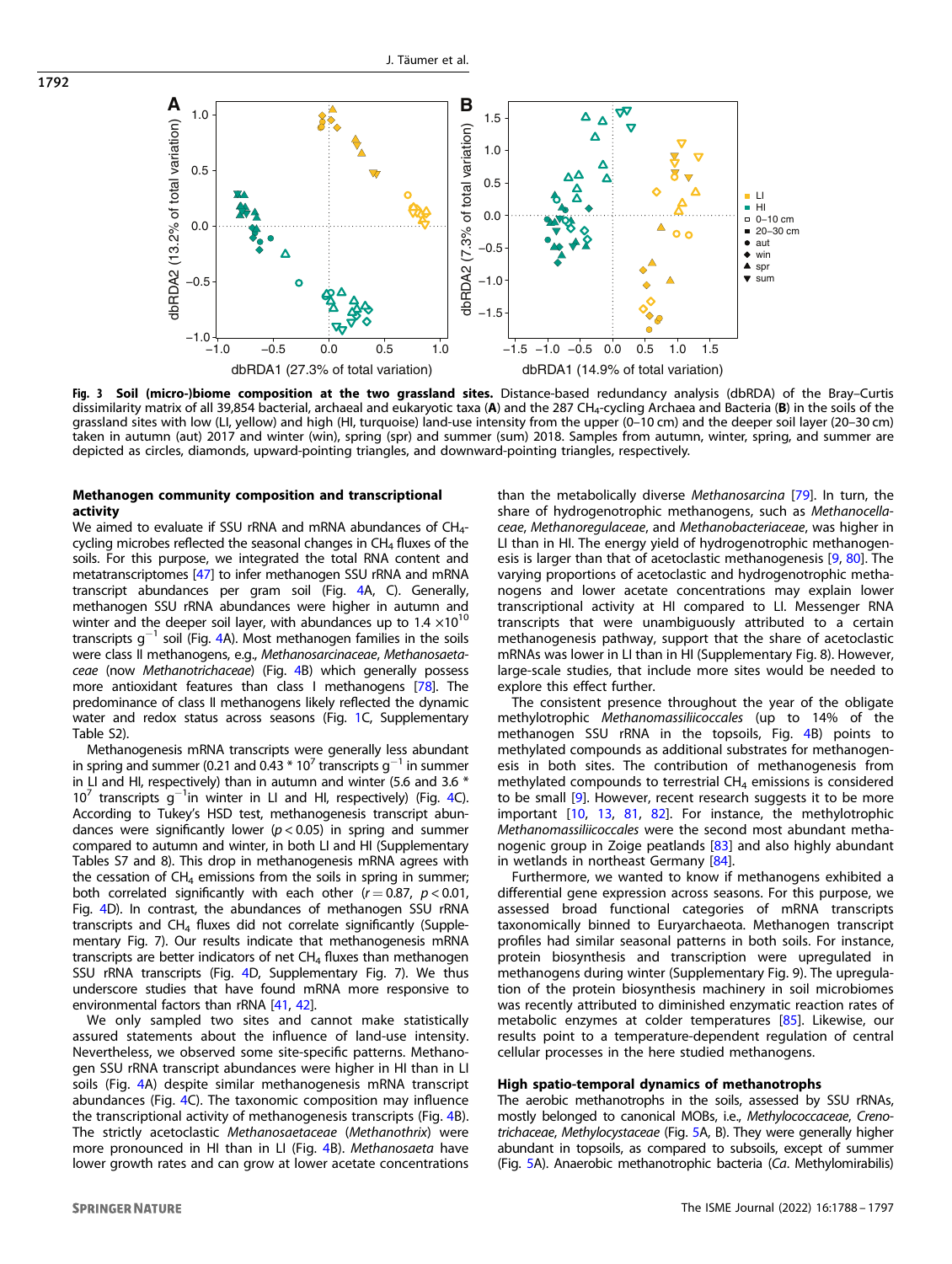**Fig. 3 Soil (micro-)biome composition at the two grassland sites.** Distance-based redundancy analysis (dbRDA) of the Bray–Curtis dissimilarity matrix of all 39,854 bacterial, archaeal and eukaryotic taxa (**A**) and the 287 $CH_4$-cycling Archaea and Bacteria (**B**) in the soils of the grassland sites with low (LI, yellow) and high (HI, turquoise) land-use intensity from the upper (0–10 cm) and the deeper soil layer (20–30 cm) taken in autumn (aut) 2017 and winter (win), spring (spr) and summer (sum) 2018. Samples from autumn, winter, spring, and summer are depicted as circles, diamonds, upward-pointing triangles, and downward-pointing triangles, respectively.

### Methanogen community composition and transcriptional activity

We aimed to evaluate if SSU rRNA and mRNA abundances of $CH_4$-cycling microbes reflected the seasonal changes in $CH_4$ fluxes of the soils. For this purpose, we integrated the total RNA content and metatranscriptomes [47] to infer methanogen SSU rRNA and mRNA transcript abundances per gram soil (Fig. 4A, C). Generally, methanogen SSU rRNA abundances were higher in autumn and winter and the deeper soil layer, with abundances up to $1.4 \times 10^{10}$ transcripts $g^{-1}$ soil (Fig. 4A). Most methanogen families in the soils were class II methanogens, e.g., *Methanosarcinaceae*, *Methanosaetaceae* (now *Methanotrichaceae*) (Fig. 4B) which generally possess more antioxidant features than class I methanogens [78]. The predominance of class II methanogens likely reflected the dynamic water and redox status across seasons (Fig. 1C, Supplementary Table S2).

Methanogenesis mRNA transcripts were generally less abundant in spring and summer (0.21 and 0.43 * $10^7$ transcripts $g^{-1}$ in summer in LI and HI, respectively) than in autumn and winter (5.6 and 3.6 * $10^7$ transcripts $g^{-1}$in winter in LI and HI, respectively) (Fig. 4C). According to Tukey's HSD test, methanogenesis transcript abundances were significantly lower ($p < 0.05$) in spring and summer compared to autumn and winter, in both LI and HI (Supplementary Tables S7 and 8). This drop in methanogenesis mRNA agrees with the cessation of $CH_4$ emissions from the soils in spring in summer; both correlated significantly with each other ($r = 0.87$, $p < 0.01$, Fig. 4D). In contrast, the abundances of methanogen SSU rRNA transcripts and $CH_4$ fluxes did not correlate significantly (Supplementary Fig. 7). Our results indicate that methanogenesis mRNA transcripts are better indicators of net $CH_4$ fluxes than methanogen SSU rRNA transcripts (Fig. 4D, Supplementary Fig. 7). We thus underscore studies that have found mRNA more responsive to environmental factors than rRNA [41, 42].

We only sampled two sites and cannot make statistically assured statements about the influence of land-use intensity. Nevertheless, we observed some site-specific patterns. Methanogen SSU rRNA transcript abundances were higher in HI than in LI soils (Fig. 4A) despite similar methanogenesis mRNA transcript abundances (Fig. 4C). The taxonomic composition may influence the transcriptional activity of methanogenesis transcripts (Fig. 4B). The strictly acetoclastic *Methanosaetaceae* (*Methanothrix*) were more pronounced in HI than in LI (Fig. 4B). *Methanosaeta* have lower growth rates and can grow at lower acetate concentrations than the metabolically diverse *Methanosarcina* [79]. In turn, the share of hydrogenotrophic methanogens, such as *Methanocellaceae*, *Methanoregulaceae*, and *Methanobacteriaceae*, was higher in LI than in HI. The energy yield of hydrogenotrophic methanogenesis is larger than that of acetoclastic methanogenesis [9, 80]. The varying proportions of acetoclastic and hydrogenotrophic methanogens and lower acetate concentrations may explain lower transcriptional activity at HI compared to LI. Messenger RNA transcripts that were unambiguously attributed to a certain methanogenesis pathway, support that the share of acetoclastic mRNAs was lower in LI than in HI (Supplementary Fig. 8). However, large-scale studies, that include more sites would be needed to explore this effect further.

The consistent presence throughout the year of the obligate methylotrophic *Methanomassiliicoccales* (up to 14% of the methanogen SSU rRNA in the topsoils, Fig. 4B) points to methylated compounds as additional substrates for methanogenesis in both sites. The contribution of methanogenesis from methylated compounds to terrestrial $CH_4$ emissions is considered to be small [9]. However, recent research suggests it to be more important [10, 13, 81, 82]. For instance, the methylotrophic *Methanomassiliicoccales* were the second most abundant methanogenic group in Zoige peatlands [83] and also highly abundant in wetlands in northeast Germany [84].

Furthermore, we wanted to know if methanogens exhibited a differential gene expression across seasons. For this purpose, we assessed broad functional categories of mRNA transcripts taxonomically binned to Euryarchaeota. Methanogen transcript profiles had similar seasonal patterns in both soils. For instance, protein biosynthesis and transcription were upregulated in methanogens during winter (Supplementary Fig. 9). The upregulation of the protein biosynthesis machinery in soil microbiomes was recently attributed to diminished enzymatic reaction rates of metabolic enzymes at colder temperatures [85]. Likewise, our results point to a temperature-dependent regulation of central cellular processes in the here studied methanogens.

### High spatio-temporal dynamics of methanotrophs

The aerobic methanotrophs in the soils, assessed by SSU rRNAs, mostly belonged to canonical MOBs, i.e., *Methylococcaceae*, *Crenotrichaceae*, *Methylocystaceae* (Fig. 5A, B). They were generally higher abundant in topsoils, as compared to subsoils, except of summer (Fig. 5A). Anaerobic methanotrophic bacteria (*Ca.* Methylomirabilis)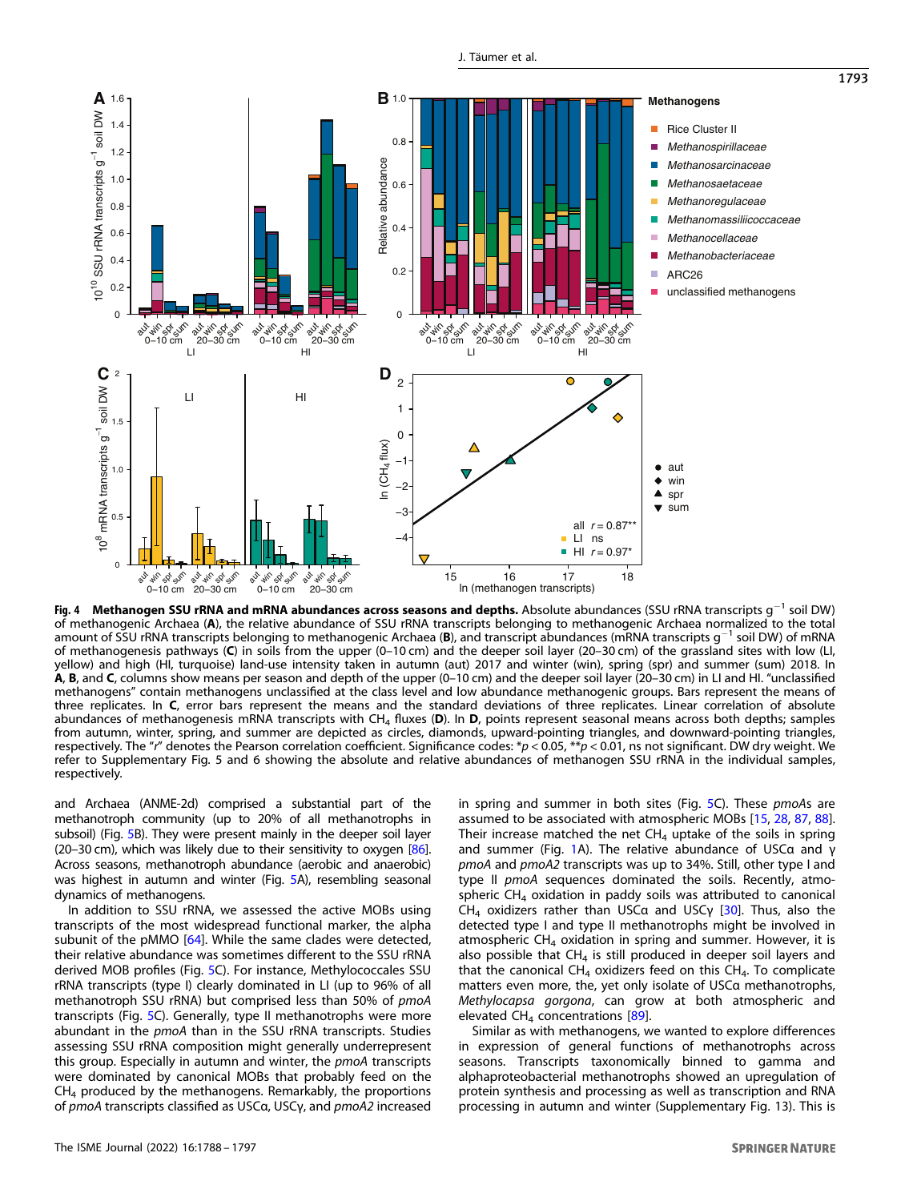**Fig. 4 Methanogen SSU rRNA and mRNA abundances across seasons and depths.** Absolute abundances (SSU rRNA transcripts $g^{-1}$ soil DW) of methanogenic Archaea (**A**), the relative abundance of SSU rRNA transcripts belonging to methanogenic Archaea normalized to the total amount of SSU rRNA transcripts belonging to methanogenic Archaea (**B**), and transcript abundances (mRNA transcripts $g^{-1}$ soil DW) of mRNA of methanogenesis pathways (**C**) in soils from the upper (0–10 cm) and the deeper soil layer (20–30 cm) of the grassland sites with low (LI, yellow) and high (HI, turquoise) land-use intensity taken in autumn (aut) 2017 and winter (win), spring (spr) and summer (sum) 2018. In **A**, **B**, and **C**, columns show means per season and depth of the upper soil layer (0–10 cm) and the deeper soil layer (20–30 cm) in LI and HI. "unclassified methanogens" contain methanogens unclassified at the class level and low abundance methanogenic groups. Bars represent the means of three replicates. In **C**, error bars represent the means and the standard deviations of three replicates. Linear correlation of absolute abundances of methanogenesis mRNA transcripts with $CH_4$ fluxes (**D**). In **D**, points represent seasonal means across both depths; samples from autumn, winter, spring, and summer are depicted as circles, diamonds, upward-pointing triangles, and downward-pointing triangles, respectively. The "*r*" denotes the Pearson correlation coefficient. Significance codes: \*$p < 0.05$, \*\*$p < 0.01$, ns not significant. DW dry weight. We refer to Supplementary Fig. 5 and 6 showing the absolute and relative abundances of methanogen SSU rRNA in the individual samples, respectively.

and Archaea (ANME-2d) comprised a substantial part of the methanotroph community (up to 20% of all methanotrophs in subsoil) (Fig. 5B). They were present mainly in the deeper soil layer (20–30 cm), which was likely due to their sensitivity to oxygen [86]. Across seasons, methanotroph abundance (aerobic and anaerobic) was highest in autumn and winter (Fig. 5A), resembling seasonal dynamics of methanogens.

In addition to SSU rRNA, we assessed the active MOBs using transcripts of the most widespread functional marker, the alpha subunit of the pMMO [64]. While the same clades were detected, their relative abundance was sometimes different to the SSU rRNA derived MOB profiles (Fig. 5C). For instance, Methylococcales SSU rRNA transcripts (type I) clearly dominated in LI (up to 96% of all methanotroph SSU rRNA) but comprised less than 50% of *pmoA* transcripts (Fig. 5C). Generally, type II methanotrophs were more abundant in the *pmoA* than in the SSU rRNA transcripts. Studies assessing SSU rRNA composition might generally underrepresent this group. Especially in autumn and winter, the *pmoA* transcripts were dominated by canonical MOBs that probably feed on the $CH_4$ produced by the methanogens. Remarkably, the proportions of *pmoA* transcripts classified as USCα, USCγ, and *pmoA2* increased in spring and summer in both sites (Fig. 5C). These *pmoA*s are assumed to be associated with atmospheric MOBs [15, 28, 87, 88]. Their increase matched the net $CH_4$ uptake of the soils in spring and summer (Fig. 1A). The relative abundance of USCα and γ *pmoA* and *pmoA2* transcripts was up to 34%. Still, other type I and type II *pmoA* sequences dominated the soils. Recently, atmospheric $CH_4$ oxidation in paddy soils was attributed to canonical $CH_4$ oxidizers rather than USCα and USCγ [30]. Thus, also the detected type I and type II methanotrophs might be involved in atmospheric $CH_4$ oxidation in spring and summer. However, it is also possible that $CH_4$ is still produced in deeper soil layers and that the canonical $CH_4$ oxidizers feed on this $CH_4$. To complicate matters even more, the, yet only isolate of USCα methanotrophs, *Methylocapsa gorgona*, can grow at both atmospheric and elevated $CH_4$ concentrations [89].

Similar as with methanogens, we wanted to explore differences in expression of general functions of methanotrophs across seasons. Transcripts taxonomically binned to gamma and alphaproteobacterial methanotrophs showed an upregulation of protein synthesis and processing as well as transcription and RNA processing in autumn and winter (Supplementary Fig. 13). This is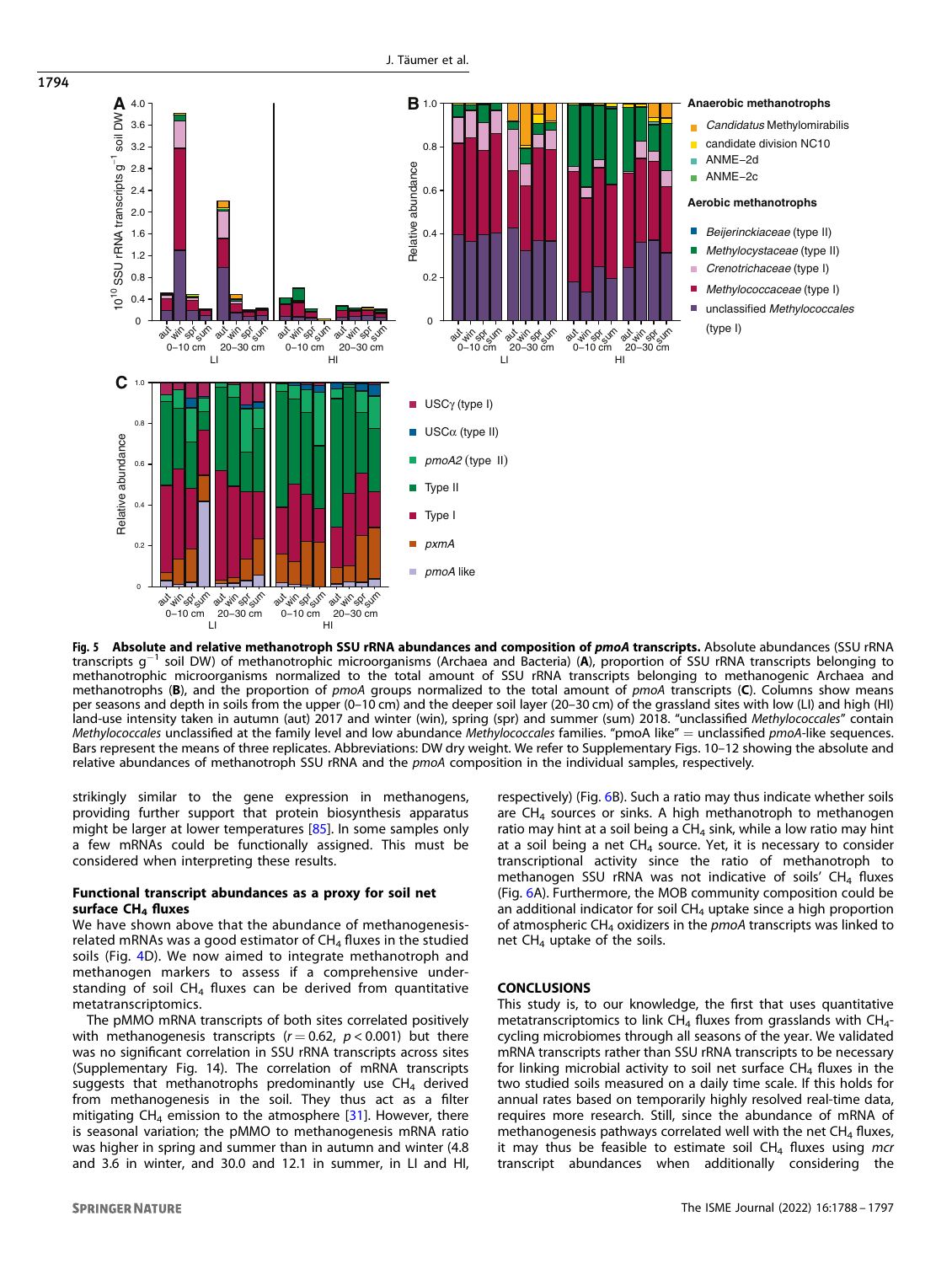**Fig. 5 Absolute and relative methanotroph SSU rRNA abundances and composition of *pmoA* transcripts.** Absolute abundances (SSU rRNA transcripts $g^{-1}$ soil DW) of methanotrophic microorganisms (Archaea and Bacteria) (**A**), proportion of SSU rRNA transcripts belonging to methanotrophic microorganisms normalized to the total amount of SSU rRNA transcripts belonging to methanogenic Archaea and methanotrophs (**B**), and the proportion of *pmoA* groups normalized to the total amount of *pmoA* transcripts (**C**). Columns show means per seasons and depth in soils from the upper (0–10 cm) and the deeper soil layer (20–30 cm) of the grassland sites with low (LI) and high (HI) land-use intensity taken in autumn (aut) 2017 and winter (win), spring (spr) and summer (sum) 2018. "unclassified *Methylococcales*" contain *Methylococcales* unclassified at the family level and low abundance *Methylococcales* families. "pmoA like" = unclassified *pmoA*-like sequences. Bars represent the means of three replicates. Abbreviations: DW dry weight. We refer to Supplementary Figs. 10–12 showing the absolute and relative abundances of methanotroph SSU rRNA and the *pmoA* composition in the individual samples, respectively.

strikingly similar to the gene expression in methanogens, providing further support that protein biosynthesis apparatus might be larger at lower temperatures [85]. In some samples only a few mRNAs could be functionally assigned. This must be considered when interpreting these results.

### Functional transcript abundances as a proxy for soil net surface $CH_4$ fluxes

We have shown above that the abundance of methanogenesis-related mRNAs was a good estimator of $CH_4$ fluxes in the studied soils (Fig. 4D). We now aimed to integrate methanotroph and methanogen markers to assess if a comprehensive understanding of soil $CH_4$ fluxes can be derived from quantitative metatranscriptomics.

The pMMO mRNA transcripts of both sites correlated positively with methanogenesis transcripts ($r = 0.62$, $p < 0.001$) but there was no significant correlation in SSU rRNA transcripts across sites (Supplementary Fig. 14). The correlation of mRNA transcripts suggests that methanotrophs predominantly use $CH_4$ derived from methanogenesis in the soil. They thus act as a filter mitigating $CH_4$ emission to the atmosphere [31]. However, there is seasonal variation; the pMMO to methanogenesis mRNA ratio was higher in spring and summer than in autumn and winter (4.8 and 3.6 in winter, and 30.0 and 12.1 in summer, in LI and HI, respectively) (Fig. 6B). Such a ratio may thus indicate whether soils are $CH_4$ sources or sinks. A high methanotroph to methanogen ratio may hint at a soil being a $CH_4$ sink, while a low ratio may hint at a soil being a net $CH_4$ source. Yet, it is necessary to consider transcriptional activity since the ratio of methanotroph to methanogen SSU rRNA was not indicative of soils' $CH_4$ fluxes (Fig. 6A). Furthermore, the MOB community composition could be an additional indicator for soil $CH_4$ uptake since a high proportion of atmospheric $CH_4$ oxidizers in the *pmoA* transcripts was linked to net $CH_4$ uptake of the soils.

## CONCLUSIONS

This study is, to our knowledge, the first that uses quantitative metatranscriptomics to link $CH_4$ fluxes from grasslands with $CH_4$-cycling microbiomes through all seasons of the year. We validated mRNA transcripts rather than SSU rRNA transcripts to be necessary for linking microbial activity to soil net surface $CH_4$ fluxes in the two studied soils measured on a daily time scale. If this holds for annual rates based on temporarily highly resolved real-time data, requires more research. Still, since the abundance of mRNA of methanogenesis pathways correlated well with the net $CH_4$ fluxes, it may thus be feasible to estimate soil $CH_4$ fluxes using *mcr* transcript abundances when additionally considering the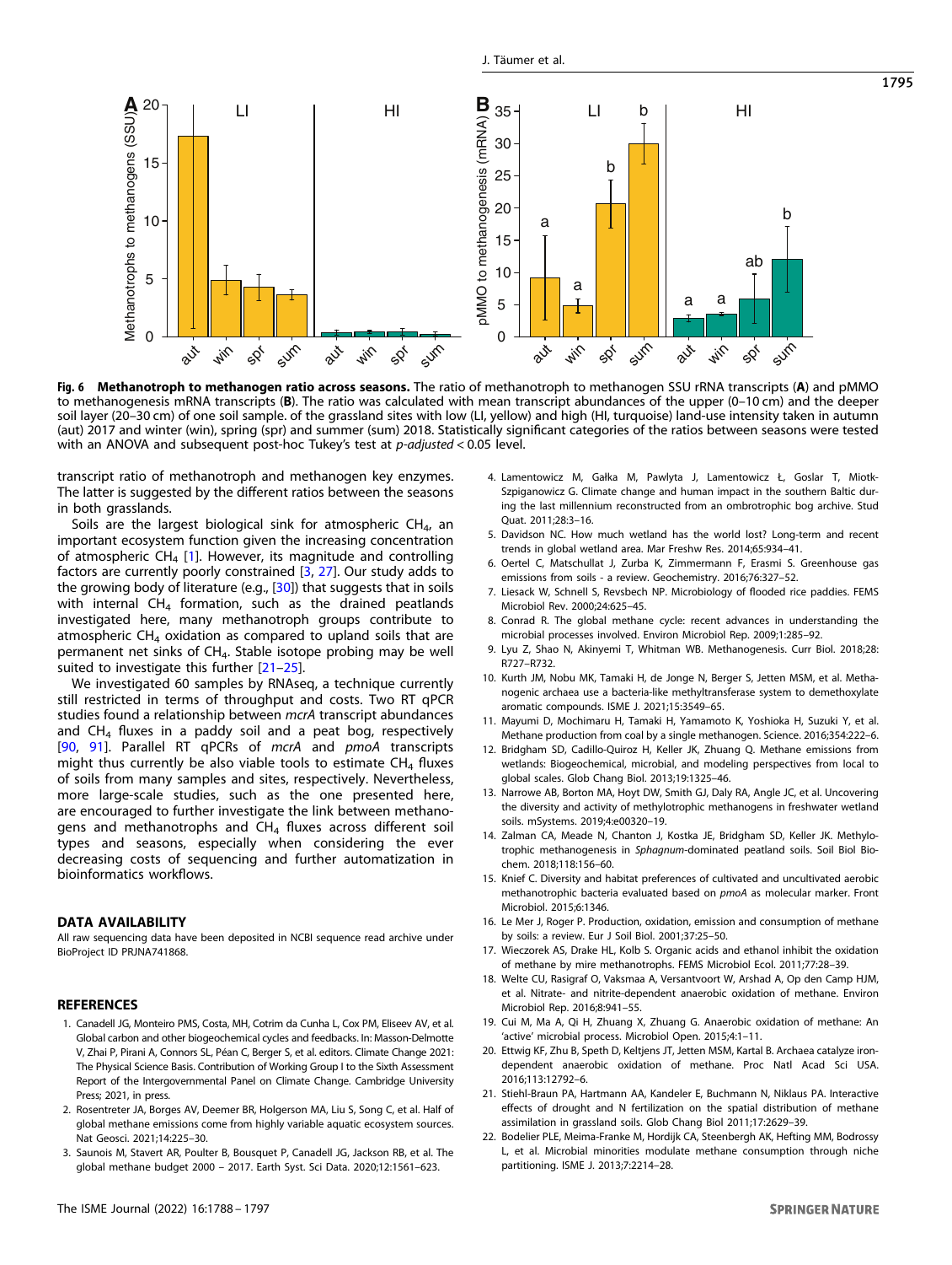**Fig. 6 Methanotroph to methanogen ratio across seasons.** The ratio of methanotroph to methanogen SSU rRNA transcripts (**A**) and pMMO to methanogenesis mRNA transcripts (**B**). The ratio was calculated with mean transcript abundances of the upper (0–10 cm) and the deeper soil layer (20–30 cm) of one soil sample. of the grassland sites with low (LI, yellow) and high (HI, turquoise) land-use intensity taken in autumn (aut) 2017 and winter (win), spring (spr) and summer (sum) 2018. Statistically significant categories of the ratios between seasons were tested with an ANOVA and subsequent post-hoc Tukey's test at *p-adjusted* < 0.05 level.

transcript ratio of methanotroph and methanogen key enzymes. The latter is suggested by the different ratios between the seasons in both grasslands.

Soils are the largest biological sink for atmospheric $CH_4$, an important ecosystem function given the increasing concentration of atmospheric $CH_4$ [1]. However, its magnitude and controlling factors are currently poorly constrained [3, 27]. Our study adds to the growing body of literature (e.g., [30]) that suggests that in soils with internal $CH_4$ formation, such as the drained peatlands investigated here, many methanotroph groups contribute to atmospheric $CH_4$ oxidation as compared to upland soils that are permanent net sinks of $CH_4$. Stable isotope probing may be well suited to investigate this further [21–25].

We investigated 60 samples by RNAseq, a technique currently still restricted in terms of throughput and costs. Two RT qPCR studies found a relationship between *mcrA* transcript abundances and $CH_4$ fluxes in a paddy soil and a peat bog, respectively [90, 91]. Parallel RT qPCRs of *mcrA* and *pmoA* transcripts might thus currently be also viable tools to estimate $CH_4$ fluxes of soils from many samples and sites, respectively. Nevertheless, more large-scale studies, such as the one presented here, are encouraged to further investigate the link between methanogens and methanotrophs and $CH_4$ fluxes across different soil types and seasons, especially when considering the ever decreasing costs of sequencing and further automatization in bioinformatics workflows.

## DATA AVAILABILITY

All raw sequencing data have been deposited in NCBI sequence read archive under BioProject ID PRJNA741868.

## REFERENCES

1. Canadell JG, Monteiro PMS, Costa, MH, Cotrim da Cunha L, Cox PM, Eliseev AV, et al. Global carbon and other biogeochemical cycles and feedbacks. In: Masson-Delmotte V, Zhai P, Pirani A, Connors SL, Péan C, Berger S, et al. editors. Climate Change 2021: The Physical Science Basis. Contribution of Working Group I to the Sixth Assessment Report of the Intergovernmental Panel on Climate Change. Cambridge University Press; 2021, in press.
2. Rosentreter JA, Borges AV, Deemer BR, Holgerson MA, Liu S, Song C, et al. Half of global methane emissions come from highly variable aquatic ecosystem sources. Nat Geosci. 2021;14:225–30.
3. Saunois M, Stavert AR, Poulter B, Bousquet P, Canadell JG, Jackson RB, et al. The global methane budget 2000 – 2017. Earth Syst. Sci Data. 2020;12:1561–623.
4. Lamentowicz M, Gałka M, Pawlyta J, Lamentowicz Ł, Goslar T, Miotk-Szpiganowicz G. Climate change and human impact in the southern Baltic during the last millennium reconstructed from an ombrotrophic bog archive. Stud Quat. 2011;28:3–16.
5. Davidson NC. How much wetland has the world lost? Long-term and recent trends in global wetland area. Mar Freshw Res. 2014;65:934–41.
6. Oertel C, Matschullat J, Zurba K, Zimmermann F, Erasmi S. Greenhouse gas emissions from soils - a review. Geochemistry. 2016;76:327–52.
7. Liesack W, Schnell S, Revsbech NP. Microbiology of flooded rice paddies. FEMS Microbiol Rev. 2000;24:625–45.
8. Conrad R. The global methane cycle: recent advances in understanding the microbial processes involved. Environ Microbiol Rep. 2009;1:285–92.
9. Lyu Z, Shao N, Akinyemi T, Whitman WB. Methanogenesis. Curr Biol. 2018;28:R727–R732.
10. Kurth JM, Nobu MK, Tamaki H, de Jonge N, Berger S, Jetten MSM, et al. Methanogenic archaea use a bacteria-like methyltransferase system to demethoxylate aromatic compounds. ISME J. 2021;15:3549–65.
11. Mayumi D, Mochimaru H, Tamaki H, Yamamoto K, Yoshioka H, Suzuki Y, et al. Methane production from coal by a single methanogen. Science. 2016;354:222–6.
12. Bridgham SD, Cadillo-Quiroz H, Keller JK, Zhuang Q. Methane emissions from wetlands: Biogeochemical, microbial, and modeling perspectives from local to global scales. Glob Chang Biol. 2013;19:1325–46.
13. Narrowe AB, Borton MA, Hoyt DW, Smith GJ, Daly RA, Angle JC, et al. Uncovering the diversity and activity of methylotrophic methanogens in freshwater wetland soils. mSystems. 2019;4:e00320–19.
14. Zalman CA, Meade N, Chanton J, Kostka JE, Bridgham SD, Keller JK. Methylotrophic methanogenesis in *Sphagnum*-dominated peatland soils. Soil Biol Biochem. 2018;118:156–60.
15. Knief C. Diversity and habitat preferences of cultivated and uncultivated aerobic methanotrophic bacteria evaluated based on *pmoA* as molecular marker. Front Microbiol. 2015;6:1346.
16. Le Mer J, Roger P. Production, oxidation, emission and consumption of methane by soils: a review. Eur J Soil Biol. 2001;37:25–50.
17. Wieczorek AS, Drake HL, Kolb S. Organic acids and ethanol inhibit the oxidation of methane by mire methanotrophs. FEMS Microbiol Ecol. 2011;77:28–39.
18. Welte CU, Rasigraf O, Vaksmaa A, Versantvoort W, Arshad A, Op den Camp HJM, et al. Nitrate- and nitrite-dependent anaerobic oxidation of methane. Environ Microbiol Rep. 2016;8:941–55.
19. Cui M, Ma A, Qi H, Zhuang X, Zhuang G. Anaerobic oxidation of methane: An 'active' microbial process. MicrobiolOpen. 2015;4:1–11.
20. Ettwig KF, Zhu B, Speth D, Keltjens JT, Jetten MSM, Kartal B. Archaea catalyze iron-dependent anaerobic oxidation of methane. Proc Natl Acad Sci USA. 2016;113:12792–6.
21. Stiehl-Braun PA, Hartmann AA, Kandeler E, Buchmann N, Niklaus PA. Interactive effects of drought and N fertilization on the spatial distribution of methane assimilation in grassland soils. Glob Chang Biol 2011;17:2629–39.
22. Bodelier PLE, Meima-Franke M, Hordijk CA, Steenbergh AK, Hefting MM, Bodrossy L, et al. Microbial minorities modulate methane consumption through niche partitioning. ISME J. 2013;7:2214–28.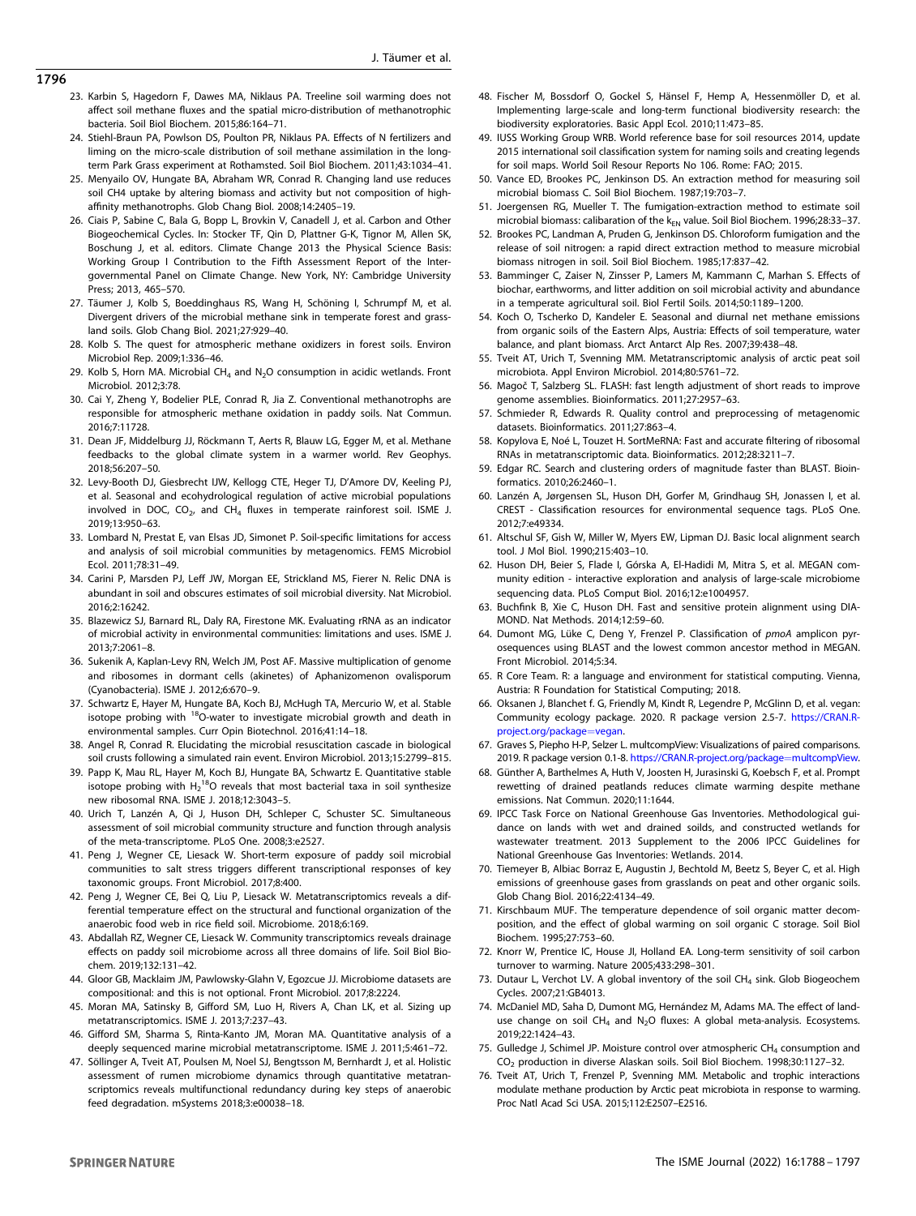23. Karbin S, Hagedorn F, Dawes MA, Niklaus PA. Treeline soil warming does not affect soil methane fluxes and the spatial micro-distribution of methanotrophic bacteria. Soil Biol Biochem. 2015;86:164–71.
24. Stiehl-Braun PA, Powlson DS, Poulton PR, Niklaus PA. Effects of N fertilizers and liming on the micro-scale distribution of soil methane assimilation in the long-term Park Grass experiment at Rothamsted. Soil Biol Biochem. 2011;43:1034–41.
25. Menyailo OV, Hungate BA, Abraham WR, Conrad R. Changing land use reduces soil CH4 uptake by altering biomass and activity but not composition of high-affinity methanotrophs. Glob Chang Biol. 2008;14:2405–19.
26. Ciais P, Sabine C, Bala G, Bopp L, Brovkin V, Canadell J, et al. Carbon and Other Biogeochemical Cycles. In: Stocker TF, Qin D, Plattner G-K, Tignor M, Allen SK, Boschung J, et al. editors. Climate Change 2013 the Physical Science Basis: Working Group I Contribution to the Fifth Assessment Report of the Intergovernmental Panel on Climate Change. New York, NY: Cambridge University Press; 2013, 465–570.
27. Täumer J, Kolb S, Boeddinghaus RS, Wang H, Schöning I, Schrumpf M, et al. Divergent drivers of the microbial methane sink in temperate forest and grassland soils. Glob Chang Biol. 2021;27:929–40.
28. Kolb S. The quest for atmospheric methane oxidizers in forest soils. Environ Microbiol Rep. 2009;1:336–46.
29. Kolb S, Horn MA. Microbial $CH_4$ and $N_2O$ consumption in acidic wetlands. Front Microbiol. 2012;3:78.
30. Cai Y, Zheng Y, Bodelier PLE, Conrad R, Jia Z. Conventional methanotrophs are responsible for atmospheric methane oxidation in paddy soils. Nat Commun. 2016;7:11728.
31. Dean JF, Middelburg JJ, Röckmann T, Aerts R, Blauw LG, Egger M, et al. Methane feedbacks to the global climate system in a warmer world. Rev Geophys. 2018;56:207–50.
32. Levy-Booth DJ, Giesbrecht IJW, Kellogg CTE, Heger TJ, D'Amore DV, Keeling PJ, et al. Seasonal and ecohydrological regulation of active microbial populations involved in DOC, $CO_2$, and $CH_4$ fluxes in temperate rainforest soil. ISME J. 2019;13:950–63.
33. Lombard N, Prestat E, van Elsas JD, Simonet P. Soil-specific limitations for access and analysis of soil microbial communities by metagenomics. FEMS Microbiol Ecol. 2011;78:31–49.
34. Carini P, Marsden PJ, Leff JW, Morgan EE, Strickland MS, Fierer N. Relic DNA is abundant in soil and obscures estimates of soil microbial diversity. Nat Microbiol. 2016;2:16242.
35. Blazewicz SJ, Barnard RL, Daly RA, Firestone MK. Evaluating rRNA as an indicator of microbial activity in environmental communities: limitations and uses. ISME J. 2013;7:2061–8.
36. Sukenik A, Kaplan-Levy RN, Welch JM, Post AF. Massive multiplication of genome and ribosomes in dormant cells (akinetes) of Aphanizomenon ovalisporum (Cyanobacteria). ISME J. 2012;6:670–9.
37. Schwartz E, Hayer M, Hungate BA, Koch BJ, McHugh TA, Mercurio W, et al. Stable isotope probing with $^{18}O$-water to investigate microbial growth and death in environmental samples. Curr Opin Biotechnol. 2016;41:14–18.
38. Angel R, Conrad R. Elucidating the microbial resuscitation cascade in biological soil crusts following a simulated rain event. Environ Microbiol. 2013;15:2799–815.
39. Papp K, Mau RL, Hayer M, Koch BJ, Hungate BA, Schwartz E. Quantitative stable isotope probing with $H_2^{18}O$ reveals that most bacterial taxa in soil synthesize new ribosomal RNA. ISME J. 2018;12:3043–5.
40. Urich T, Lanzén A, Qi J, Huson DH, Schleper C, Schuster SC. Simultaneous assessment of soil microbial community structure and function through analysis of the meta-transcriptome. PLoS One. 2008;3:e2527.
41. Peng J, Wegner CE, Liesack W. Short-term exposure of paddy soil microbial communities to salt stress triggers different transcriptional responses of key taxonomic groups. Front Microbiol. 2017;8:400.
42. Peng J, Wegner CE, Bei Q, Liu P, Liesack W. Metatranscriptomics reveals a differential temperature effect on the structural and functional organization of the anaerobic food web in rice field soil. Microbiome. 2018;6:169.
43. Abdallah RZ, Wegner CE, Liesack W. Community transcriptomics reveals drainage effects on paddy soil microbiome across all three domains of life. Soil Biol Biochem. 2019;132:131–42.
44. Gloor GB, Macklaim JM, Pawlowsky-Glahn V, Egozcue JJ. Microbiome datasets are compositional: and this is not optional. Front Microbiol. 2017;8:2224.
45. Moran MA, Satinsky B, Gifford SM, Luo H, Rivers A, Chan LK, et al. Sizing up metatranscriptomics. ISME J. 2013;7:237–43.
46. Gifford SM, Sharma S, Rinta-Kanto JM, Moran MA. Quantitative analysis of a deeply sequenced marine microbial metatranscriptome. ISME J. 2011;5:461–72.
47. Söllinger A, Tveit AT, Poulsen M, Noel SJ, Bengtsson M, Bernhardt J, et al. Holistic assessment of rumen microbiome dynamics through quantitative metatranscriptomics reveals multifunctional redundancy during key steps of anaerobic feed degradation. mSystems 2018;3:e00038–18.
48. Fischer M, Bossdorf O, Gockel S, Hänsel F, Hemp A, Hessenmöller D, et al. Implementing large-scale and long-term functional biodiversity research: the biodiversity exploratories. Basic Appl Ecol. 2010;11:473–85.
49. IUSS Working Group WRB. World reference base for soil resources 2014, update 2015 international soil classification system for naming soils and creating legends for soil maps. World Soil Resour Reports No 106. Rome: FAO; 2015.
50. Vance ED, Brookes PC, Jenkinson DS. An extraction method for measuring soil microbial biomass C. Soil Biol Biochem. 1987;19:703–7.
51. Joergensen RG, Mueller T. The fumigation-extraction method to estimate soil microbial biomass: calibration of the $k_{EN}$ value. Soil Biol Biochem. 1996;28:33–37.
52. Brookes PC, Landman A, Pruden G, Jenkinson DS. Chloroform fumigation and the release of soil nitrogen: a rapid direct extraction method to measure microbial biomass nitrogen in soil. Soil Biol Biochem. 1985;17:837–42.
53. Bamminger C, Zaiser N, Zinsser P, Lamers M, Kammann C, Marhan S. Effects of biochar, earthworms, and litter addition on soil microbial activity and abundance in a temperate agricultural soil. Biol Fertil Soils. 2014;50:1189–1200.
54. Koch O, Tscherko D, Kandeler E. Seasonal and diurnal net methane emissions from organic soils of the Eastern Alps, Austria: Effects of soil temperature, water balance, and plant biomass. Arct Antarct Alp Res. 2007;39:438–48.
55. Tveit AT, Urich T, Svenning MM. Metatranscriptomic analysis of arctic peat soil microbiota. Appl Environ Microbiol. 2014;80:5761–72.
56. Magoč T, Salzberg SL. FLASH: fast length adjustment of short reads to improve genome assemblies. Bioinformatics. 2011;27:2957–63.
57. Schmieder R, Edwards R. Quality control and preprocessing of metagenomic datasets. Bioinformatics. 2011;27:863–4.
58. Kopylova E, Noé L, Touzet H. SortMeRNA: Fast and accurate filtering of ribosomal RNAs in metatranscriptomic data. Bioinformatics. 2012;28:3211–7.
59. Edgar RC. Search and clustering orders of magnitude faster than BLAST. Bioinformatics. 2010;26:2460–1.
60. Lanzén A, Jørgensen SL, Huson DH, Gorfer M, Grindhaug SH, Jonassen I, et al. CREST - Classification resources for environmental sequence tags. PLoS One. 2012;7:e49334.
61. Altschul SF, Gish W, Miller W, Myers EW, Lipman DJ. Basic local alignment search tool. J Mol Biol. 1990;215:403–10.
62. Huson DH, Beier S, Flade I, Górska A, El-Hadidi M, Mitra S, et al. MEGAN community edition - interactive exploration and analysis of large-scale microbiome sequencing data. PLoS Comput Biol. 2016;12:e1004957.
63. Buchfink B, Xie C, Huson DH. Fast and sensitive protein alignment using DIAMOND. Nat Methods. 2014;12:59–60.
64. Dumont MG, Lüke C, Deng Y, Frenzel P. Classification of *pmoA* amplicon pyrosequences using BLAST and the lowest common ancestor method in MEGAN. Front Microbiol. 2014;5:34.
65. R Core Team. R: a language and environment for statistical computing. Vienna, Austria: R Foundation for Statistical Computing; 2018.
66. Oksanen J, Blanchet f. G, Friendly M, Kindt R, Legendre P, McGlinn D, et al. vegan: Community ecology package. 2020. R package version 2.5-7. https://CRAN.R-project.org/package=vegan.
67. Graves S, Piepho H-P, Selzer L. multcompView: Visualizations of paired comparisons. 2019. R package version 0.1-8. https://CRAN.R-project.org/package=multcompView.
68. Günther A, Barthelmes A, Huth V, Joosten H, Jurasinski G, Koebsch F, et al. Prompt rewetting of drained peatlands reduces climate warming despite methane emissions. Nat Commun. 2020;11:1644.
69. IPCC Task Force on National Greenhouse Gas Inventories. Methodological guidance on lands with wet and drained soilds, and constructed wetlands for wastewater treatment. 2013 Supplement to the 2006 IPCC Guidelines for National Greenhouse Gas Inventories: Wetlands. 2014.
70. Tiemeyer B, Albiac Borraz E, Augustin J, Bechtold M, Beetz S, Beyer C, et al. High emissions of greenhouse gases from grasslands on peat and other organic soils. Glob Chang Biol. 2016;22:4134–49.
71. Kirschbaum MUF. The temperature dependence of soil organic matter decomposition, and the effect of global warming on soil organic C storage. Soil Biol Biochem. 1995;27:753–60.
72. Knorr W, Prentice IC, House JI, Holland EA. Long-term sensitivity of soil carbon turnover to warming. Nature 2005;433:298–301.
73. Dutaur L, Verchot LV. A global inventory of the soil $CH_4$ sink. Glob Biogeochem Cycles. 2007;21:GB4013.
74. McDaniel MD, Saha D, Dumont MG, Hernández M, Adams MA. The effect of land-use change on soil $CH_4$ and $N_2O$ fluxes: A global meta-analysis. Ecosystems. 2019;22:1424–43.
75. Gulledge J, Schimel JP. Moisture control over atmospheric $CH_4$ consumption and $CO_2$ production in diverse Alaskan soils. Soil Biol Biochem. 1998;30:1127–32.
76. Tveit AT, Urich T, Frenzel P, Svenning MM. Metabolic and trophic interactions modulate methane production by Arctic peat microbiota in response to warming. Proc Natl Acad Sci USA. 2015;112:E2507–E2516.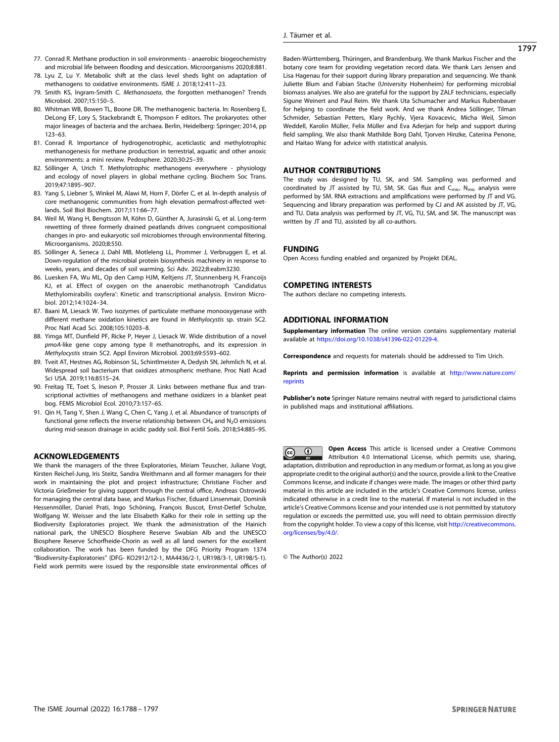77. Conrad R. Methane production in soil environments - anaerobic biogeochemistry and microbial life between flooding and desiccation. Microorganisms 2020;8:881.
78. Lyu Z, Lu Y. Metabolic shift at the class level sheds light on adaptation of methanogens to oxidative environments. ISME J. 2018;12:411–23.
79. Smith KS, Ingram-Smith C. *Methanosaeta*, the forgotten methanogen? Trends Microbiol. 2007;15:150–5.
80. Whitman WB, Bowen TL, Boone DR. The methanogenic bacteria. In: Rosenberg E, DeLong EF, Lory S, Stackebrandt E, Thompson F editors. The prokaryotes: other major lineages of bacteria and the archaea. Berlin, Heidelberg: Springer; 2014, pp 123–63.
81. Conrad R. Importance of hydrogenotrophic, aceticlastic and methylotrophic methanogenesis for methane production in terrestrial, aquatic and other anoxic environments: a mini review. Pedosphere. 2020;30:25–39.
82. Söllinger A, Urich T. Methylotrophic methanogens everywhere - physiology and ecology of novel players in global methane cycling. Biochem Soc Trans. 2019;47:1895–907.
83. Yang S, Liebner S, Winkel M, Alawi M, Horn F, Dörfer C, et al. In-depth analysis of core methanogenic communities from high elevation permafrost-affected wetlands. Soil Biol Biochem. 2017;111:66–77.
84. Weil M, Wang H, Bengtsson M, Köhn D, Günther A, Jurasinski G, et al. Long-term rewetting of three formerly drained peatlands drives congruent compositional changes in pro- and eukaryotic soil microbiomes through environmental filtering. Microorganisms. 2020;8:550.
85. Söllinger A, Seneca J, Dahl MB, Motleleng LL, Prommer J, Verbruggen E, et al. Down-regulation of the microbial protein biosynthesis machinery in response to weeks, years, and decades of soil warming. Sci Adv. 2022;8:eabm3230.
86. Luesken FA, Wu ML, Op den Camp HJM, Keltjens JT, Stunnenberg H, Francoijs KJ, et al. Effect of oxygen on the anaerobic methanotroph '*Candidatus* Methylomirabilis oxyfera': Kinetic and transcriptional analysis. Environ Microbiol. 2012;14:1024–34.
87. Baani M, Liesack W. Two isozymes of particulate methane monooxygenase with different methane oxidation kinetics are found in *Methylocystis* sp. strain SC2. Proc Natl Acad Sci. 2008;105:10203–8.
88. Yimga MT, Dunfield PF, Ricke P, Heyer J, Liesack W. Wide distribution of a novel *pmoA*-like gene copy among type II methanotrophs, and its expression in *Methylocystis* strain SC2. Appl Environ Microbiol. 2003;69:5593–602.
89. Tveit AT, Hestnes AG, Robinson SL, Schintlmeister A, Dedysh SN, Jehmlich N, et al. Widespread soil bacterium that oxidizes atmospheric methane. Proc Natl Acad Sci USA. 2019;116:8515–24.
90. Freitag TE, Toet S, Ineson P, Prosser JI. Links between methane flux and transcriptional activities of methanogens and methane oxidizers in a blanket peat bog. FEMS Microbiol Ecol. 2010;73:157–65.
91. Qin H, Tang Y, Shen J, Wang C, Chen C, Yang J, et al. Abundance of transcripts of functional gene reflects the inverse relationship between $CH_4$ and $N_2O$ emissions during mid-season drainage in acidic paddy soil. Biol Fertil Soils. 2018;54:885–95.

## ACKNOWLEDGEMENTS

We thank the managers of the three Exploratories, Miriam Teuscher, Juliane Vogt, Kirsten Reichel-Jung, Iris Steitz, Sandra Weithmann and all former managers for their work in maintaining the plot and project infrastructure; Christiane Fischer and Victoria Grießmeier for giving support through the central office, Andreas Ostrowski for managing the central data base, and Markus Fischer, Eduard Linsenmair, Dominik Hessenmöller, Daniel Prati, Ingo Schöning, François Buscot, Ernst-Detlef Schulze, Wolfgang W. Weisser and the late Elisabeth Kalko for their role in setting up the Biodiversity Exploratories project. We thank the administration of the Hainich national park, the UNESCO Biosphere Reserve Swabian Alb and the UNESCO Biosphere Reserve Schorfheide-Chorin as well as all land owners for the excellent collaboration. The work has been funded by the DFG Priority Program 1374 "Biodiversity-Exploratories" (DFG- KO2912/12-1, MA4436/2-1, UR198/3-1, UR198/5-1). Field work permits were issued by the responsible state environmental offices of Baden-Württemberg, Thüringen, and Brandenburg. We thank Markus Fischer and the botany core team for providing vegetation record data. We thank Lars Jensen and Lisa Hagenau for their support during library preparation and sequencing. We thank Juliette Blum and Fabian Stache (University Hohenheim) for performing microbial biomass analyses. We also are grateful for the support by ZALF technicians, especially Sigune Weinert and Paul Reim. We thank Uta Schumacher and Markus Rubenbauer for helping to coordinate the field work. And we thank Andrea Söllinger, Tilman Schmider, Sebastian Petters, Klary Rychly, Vjera Kovacevic, Micha Weil, Simon Weddell, Karolin Müller, Felix Müller and Eva Aderjan for help and support during field sampling. We also thank Mathilde Borg Dahl, Tjorven Hinzke, Caterina Penone, and Haitao Wang for advice with statistical analysis.

## AUTHOR CONTRIBUTIONS

The study was designed by TU, SK, and SM. Sampling was performed and coordinated by JT assisted by TU, SM, SK. Gas flux and $C_{mic}$, $N_{mic}$ analysis were performed by SM. RNA extractions and amplifications were performed by JT and VG. Sequencing and library preparation was performed by CJ and AK assisted by JT, VG, and TU. Data analysis was performed by JT, VG, TU, SM, and SK. The manuscript was written by JT and TU, assisted by all co-authors.

## FUNDING

Open Access funding enabled and organized by Projekt DEAL.

## COMPETING INTERESTS

The authors declare no competing interests.

## ADDITIONAL INFORMATION

**Supplementary information** The online version contains supplementary material available at https://doi.org/10.1038/s41396-022-01229-4.

**Correspondence** and requests for materials should be addressed to Tim Urich.

**Reprints and permission information** is available at http://www.nature.com/reprints

**Publisher's note** Springer Nature remains neutral with regard to jurisdictional claims in published maps and institutional affiliations.

**Open Access** This article is licensed under a Creative Commons Attribution 4.0 International License, which permits use, sharing, adaptation, distribution and reproduction in any medium or format, as long as you give appropriate credit to the original author(s) and the source, provide a link to the Creative Commons license, and indicate if changes were made. The images or other third party material in this article are included in the article's Creative Commons license, unless indicated otherwise in a credit line to the material. If material is not included in the article's Creative Commons license and your intended use is not permitted by statutory regulation or exceeds the permitted use, you will need to obtain permission directly from the copyright holder. To view a copy of this license, visit http://creativecommons.org/licenses/by/4.0/.

© The Author(s) 2022